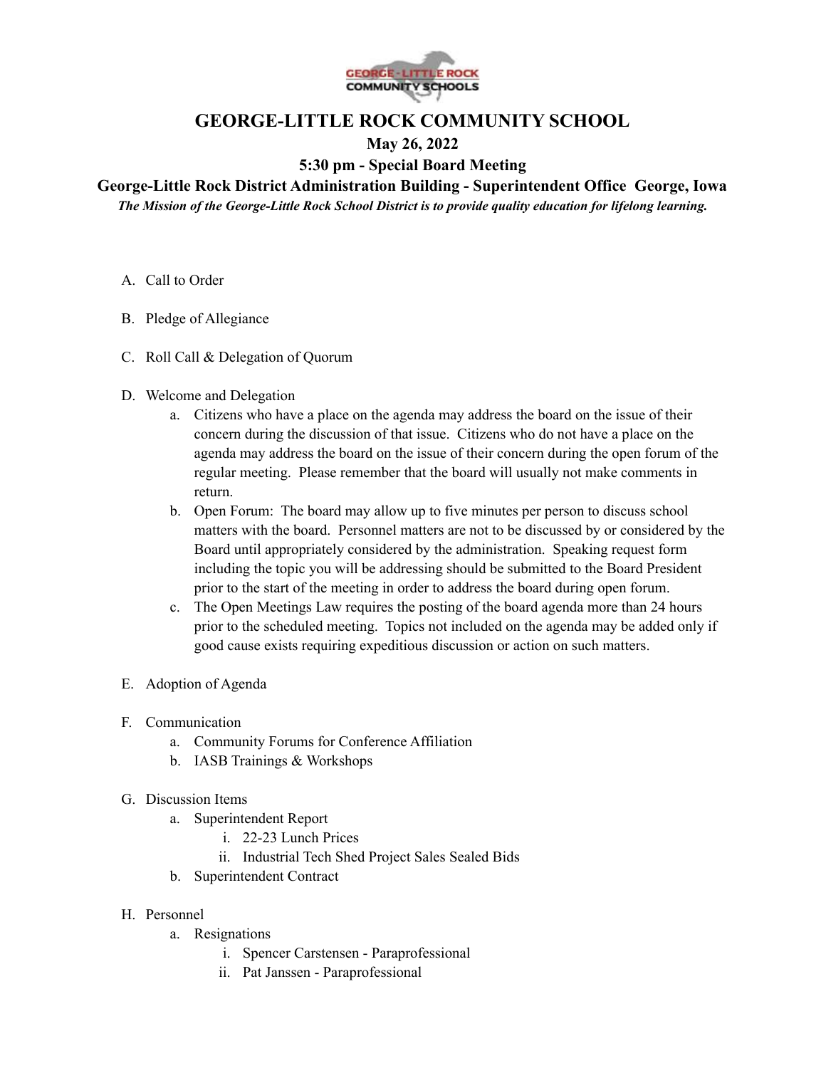# GEORGE-LITTLE ROCK COMMUNITY SCHOOL

## May 26, 2022

## 5:30 pm - Special Board Meeting

### George-Little Rock District Administration Building - Superintendent Office George, Iowa

***The Mission of the George-Little Rock School District is to provide quality education for lifelong learning.***

A. Call to Order

B. Pledge of Allegiance

C. Roll Call & Delegation of Quorum

D. Welcome and Delegation
   a. Citizens who have a place on the agenda may address the board on the issue of their concern during the discussion of that issue. Citizens who do not have a place on the agenda may address the board on the issue of their concern during the open forum of the regular meeting. Please remember that the board will usually not make comments in return.
   b. Open Forum: The board may allow up to five minutes per person to discuss school matters with the board. Personnel matters are not to be discussed by or considered by the Board until appropriately considered by the administration. Speaking request form including the topic you will be addressing should be submitted to the Board President prior to the start of the meeting in order to address the board during open forum.
   c. The Open Meetings Law requires the posting of the board agenda more than 24 hours prior to the scheduled meeting. Topics not included on the agenda may be added only if good cause exists requiring expeditious discussion or action on such matters.

E. Adoption of Agenda

F. Communication
   a. Community Forums for Conference Affiliation
   b. IASB Trainings & Workshops

G. Discussion Items
   a. Superintendent Report
      i. 22-23 Lunch Prices
      ii. Industrial Tech Shed Project Sales Sealed Bids
   b. Superintendent Contract

H. Personnel
   a. Resignations
      i. Spencer Carstensen - Paraprofessional
      ii. Pat Janssen - Paraprofessional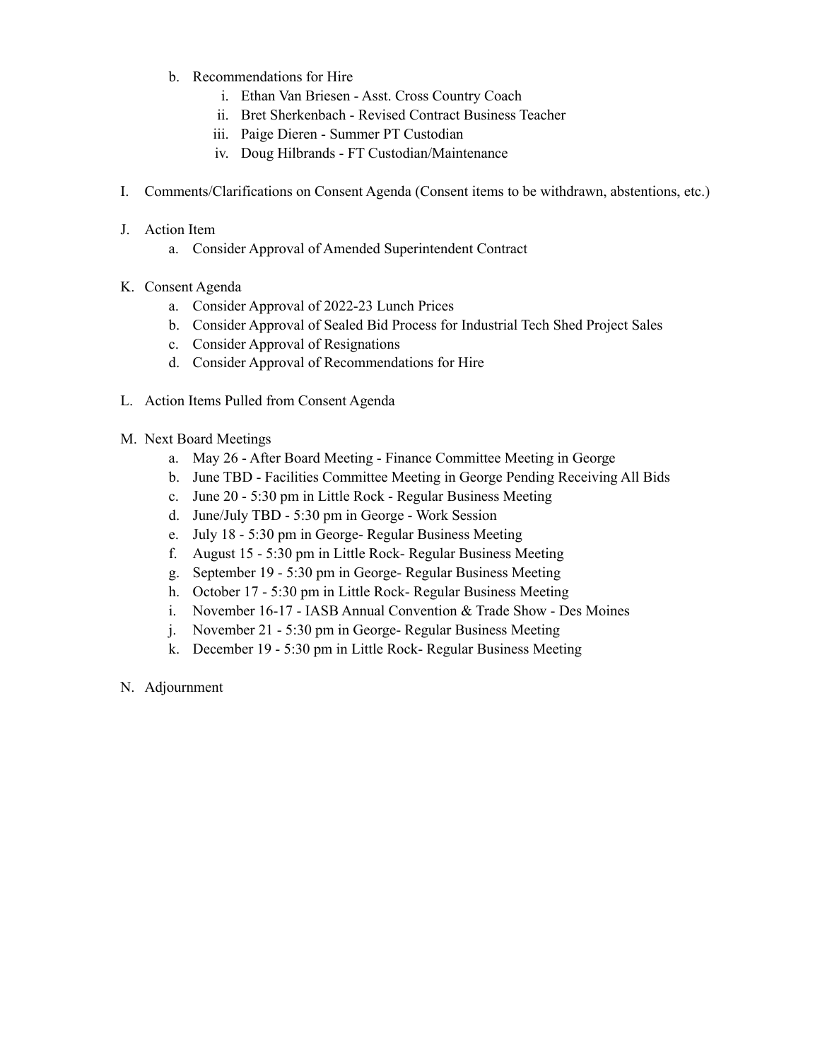b. Recommendations for Hire
    i. Ethan Van Briesen - Asst. Cross Country Coach
    ii. Bret Sherkenbach - Revised Contract Business Teacher
    iii. Paige Dieren - Summer PT Custodian
    iv. Doug Hilbrands - FT Custodian/Maintenance

I. Comments/Clarifications on Consent Agenda (Consent items to be withdrawn, abstentions, etc.)

J. Action Item
    a. Consider Approval of Amended Superintendent Contract

K. Consent Agenda
    a. Consider Approval of 2022-23 Lunch Prices
    b. Consider Approval of Sealed Bid Process for Industrial Tech Shed Project Sales
    c. Consider Approval of Resignations
    d. Consider Approval of Recommendations for Hire

L. Action Items Pulled from Consent Agenda

M. Next Board Meetings
    a. May 26 - After Board Meeting - Finance Committee Meeting in George
    b. June TBD - Facilities Committee Meeting in George Pending Receiving All Bids
    c. June 20 - 5:30 pm in Little Rock - Regular Business Meeting
    d. June/July TBD - 5:30 pm in George - Work Session
    e. July 18 - 5:30 pm in George- Regular Business Meeting
    f. August 15 - 5:30 pm in Little Rock- Regular Business Meeting
    g. September 19 - 5:30 pm in George- Regular Business Meeting
    h. October 17 - 5:30 pm in Little Rock- Regular Business Meeting
    i. November 16-17 - IASB Annual Convention & Trade Show - Des Moines
    j. November 21 - 5:30 pm in George- Regular Business Meeting
    k. December 19 - 5:30 pm in Little Rock- Regular Business Meeting

N. Adjournment